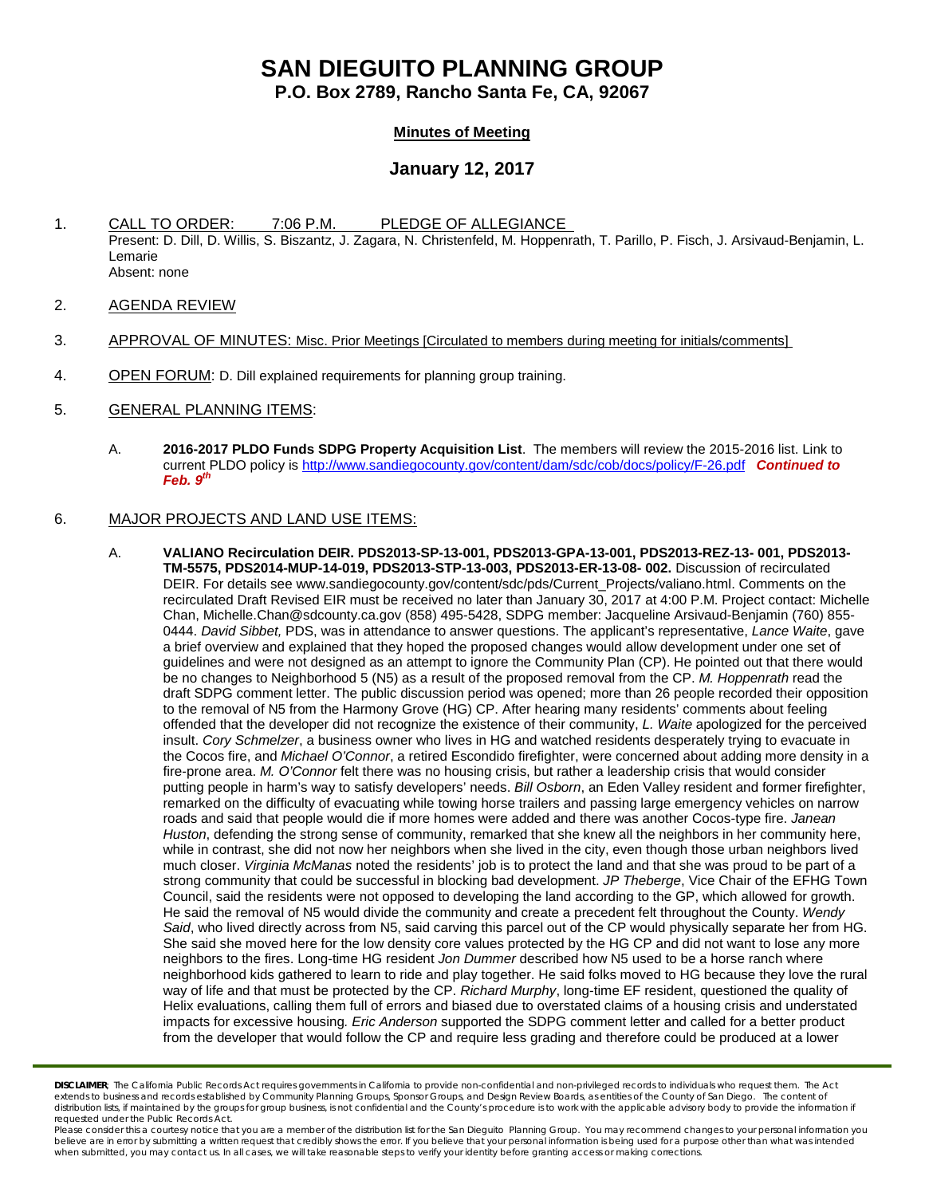# SAN DIEGUITO PLANNING GROUP

**P.O. Box 2789, Rancho Santa Fe, CA, 92067**

**Minutes of Meeting**

## January 12, 2017

1. CALL TO ORDER: 7:06 P.M. PLEDGE OF ALLEGIANCE
   Present: D. Dill, D. Willis, S. Biszantz, J. Zagara, N. Christenfeld, M. Hoppenrath, T. Parillo, P. Fisch, J. Arsivaud-Benjamin, L. Lemarie
   Absent: none

2. AGENDA REVIEW

3. APPROVAL OF MINUTES: Misc. Prior Meetings [Circulated to members during meeting for initials/comments]

4. OPEN FORUM: D. Dill explained requirements for planning group training.

5. GENERAL PLANNING ITEMS:

   A. **2016-2017 PLDO Funds SDPG Property Acquisition List**. The members will review the 2015-2016 list. Link to current PLDO policy is http://www.sandiegocounty.gov/content/dam/sdc/cob/docs/policy/F-26.pdf ***Continued to Feb. 9th***

6. MAJOR PROJECTS AND LAND USE ITEMS:

   A. **VALIANO Recirculation DEIR. PDS2013-SP-13-001, PDS2013-GPA-13-001, PDS2013-REZ-13- 001, PDS2013-TM-5575, PDS2014-MUP-14-019, PDS2013-STP-13-003, PDS2013-ER-13-08- 002.** Discussion of recirculated DEIR. For details see www.sandiegocounty.gov/content/sdc/pds/Current_Projects/valiano.html. Comments on the recirculated Draft Revised EIR must be received no later than January 30, 2017 at 4:00 P.M. Project contact: Michelle Chan, Michelle.Chan@sdcounty.ca.gov (858) 495-5428, SDPG member: Jacqueline Arsivaud-Benjamin (760) 855-0444. *David Sibbet,* PDS, was in attendance to answer questions. The applicant's representative, *Lance Waite*, gave a brief overview and explained that they hoped the proposed changes would allow development under one set of guidelines and were not designed as an attempt to ignore the Community Plan (CP). He pointed out that there would be no changes to Neighborhood 5 (N5) as a result of the proposed removal from the CP. *M. Hoppenrath* read the draft SDPG comment letter. The public discussion period was opened; more than 26 people recorded their opposition to the removal of N5 from the Harmony Grove (HG) CP. After hearing many residents' comments about feeling offended that the developer did not recognize the existence of their community, *L. Waite* apologized for the perceived insult. *Cory Schmelzer*, a business owner who lives in HG and watched residents desperately trying to evacuate in the Cocos fire, and *Michael O'Connor*, a retired Escondido firefighter, were concerned about adding more density in a fire-prone area. *M. O'Connor* felt there was no housing crisis, but rather a leadership crisis that would consider putting people in harm's way to satisfy developers' needs. *Bill Osborn*, an Eden Valley resident and former firefighter, remarked on the difficulty of evacuating while towing horse trailers and passing large emergency vehicles on narrow roads and said that people would die if more homes were added and there was another Cocos-type fire. *Janean Huston*, defending the strong sense of community, remarked that she knew all the neighbors in her community here, while in contrast, she did not now her neighbors when she lived in the city, even though those urban neighbors lived much closer. *Virginia McManas* noted the residents' job is to protect the land and that she was proud to be part of a strong community that could be successful in blocking bad development. *JP Theberge*, Vice Chair of the EFHG Town Council, said the residents were not opposed to developing the land according to the GP, which allowed for growth. He said the removal of N5 would divide the community and create a precedent felt throughout the County. *Wendy Said*, who lived directly across from N5, said carving this parcel out of the CP would physically separate her from HG. She said she moved here for the low density core values protected by the HG CP and did not want to lose any more neighbors to the fires. Long-time HG resident *Jon Dummer* described how N5 used to be a horse ranch where neighborhood kids gathered to learn to ride and play together. He said folks moved to HG because they love the rural way of life and that must be protected by the CP. *Richard Murphy*, long-time EF resident, questioned the quality of Helix evaluations, calling them full of errors and biased due to overstated claims of a housing crisis and understated impacts for excessive housing. *Eric Anderson* supported the SDPG comment letter and called for a better product from the developer that would follow the CP and require less grading and therefore could be produced at a lower

**DISCLAIMER**: The California Public Records Act requires governments in California to provide non-confidential and non-privileged records to individuals who request them. The Act extends to business and records established by Community Planning Groups, Sponsor Groups, and Design Review Boards, as entities of the County of San Diego. The content of distribution lists, if maintained by the groups for group business, is not confidential and the County's procedure is to work with the applicable advisory body to provide the information if requested under the Public Records Act.
Please consider this a courtesy notice that you are a member of the distribution list for the San Dieguito Planning Group. You may recommend changes to your personal information you believe are in error by submitting a written request that credibly shows the error. If you believe that your personal information is being used for a purpose other than what was intended when submitted, you may contact us. In all cases, we will take reasonable steps to verify your identity before granting access or making corrections.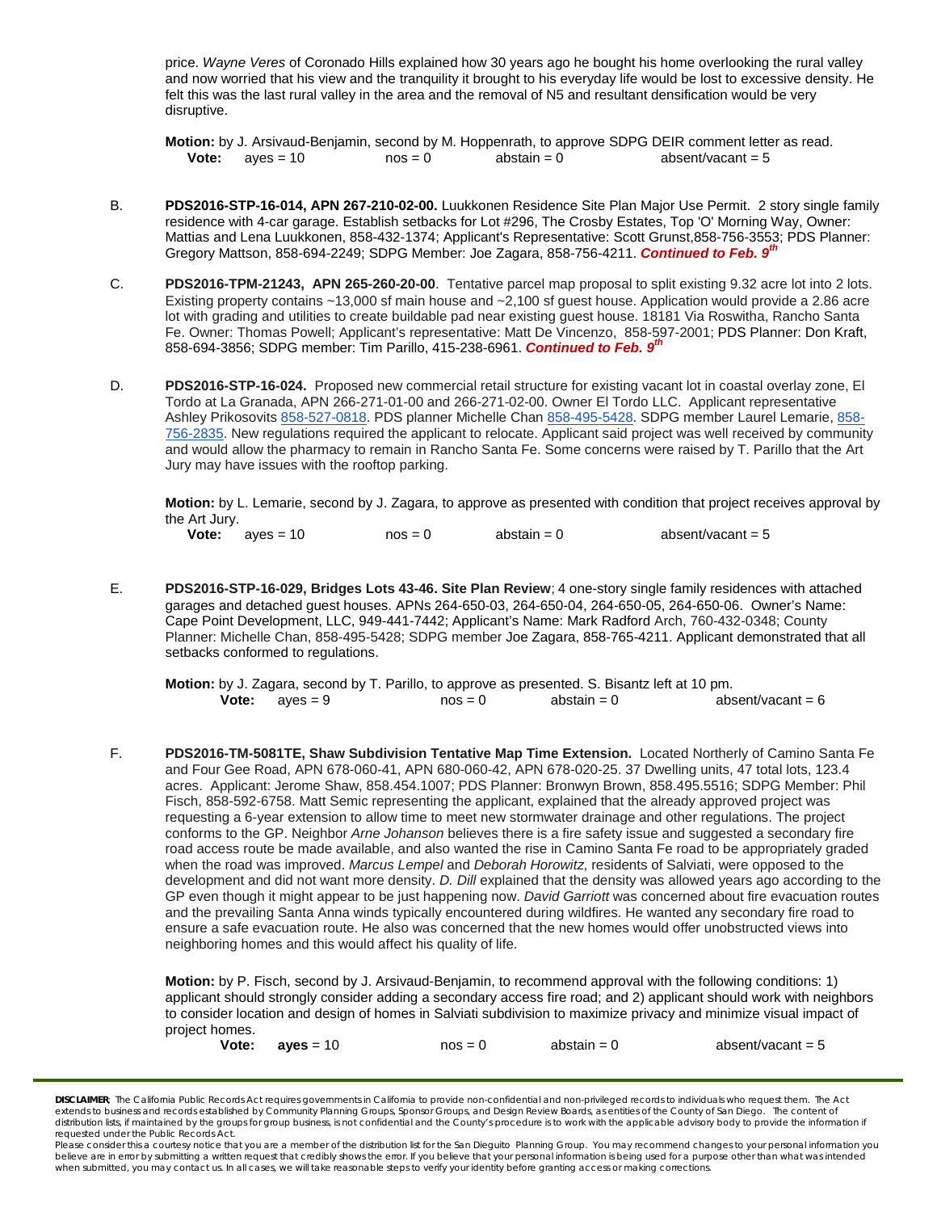price. *Wayne Veres* of Coronado Hills explained how 30 years ago he bought his home overlooking the rural valley and now worried that his view and the tranquility it brought to his everyday life would be lost to excessive density. He felt this was the last rural valley in the area and the removal of N5 and resultant densification would be very disruptive.

**Motion:** by J. Arsivaud-Benjamin, second by M. Hoppenrath, to approve SDPG DEIR comment letter as read.
**Vote:** ayes = 10 nos = 0 abstain = 0 absent/vacant = 5

B. **PDS2016-STP-16-014, APN 267-210-02-00.** Luukkonen Residence Site Plan Major Use Permit. 2 story single family residence with 4-car garage. Establish setbacks for Lot #296, The Crosby Estates, Top 'O' Morning Way, Owner: Mattias and Lena Luukkonen, 858-432-1374; Applicant's Representative: Scott Grunst,858-756-3553; PDS Planner: Gregory Mattson, 858-694-2249; SDPG Member: Joe Zagara, 858-756-4211. ***Continued to Feb. 9th***

C. **PDS2016-TPM-21243, APN 265-260-20-00**. Tentative parcel map proposal to split existing 9.32 acre lot into 2 lots. Existing property contains ~13,000 sf main house and ~2,100 sf guest house. Application would provide a 2.86 acre lot with grading and utilities to create buildable pad near existing guest house. 18181 Via Roswitha, Rancho Santa Fe. Owner: Thomas Powell; Applicant's representative: Matt De Vincenzo, 858-597-2001; PDS Planner: Don Kraft, 858-694-3856; SDPG member: Tim Parillo, 415-238-6961. ***Continued to Feb. 9th***

D. **PDS2016-STP-16-024.** Proposed new commercial retail structure for existing vacant lot in coastal overlay zone, El Tordo at La Granada, APN 266-271-01-00 and 266-271-02-00. Owner El Tordo LLC. Applicant representative Ashley Prikosovits 858-527-0818. PDS planner Michelle Chan 858-495-5428. SDPG member Laurel Lemarie, 858-756-2835. New regulations required the applicant to relocate. Applicant said project was well received by community and would allow the pharmacy to remain in Rancho Santa Fe. Some concerns were raised by T. Parillo that the Art Jury may have issues with the rooftop parking.

**Motion:** by L. Lemarie, second by J. Zagara, to approve as presented with condition that project receives approval by the Art Jury.
**Vote:** ayes = 10 nos = 0 abstain = 0 absent/vacant = 5

E. **PDS2016-STP-16-029, Bridges Lots 43-46. Site Plan Review**; 4 one-story single family residences with attached garages and detached guest houses. APNs 264-650-03, 264-650-04, 264-650-05, 264-650-06. Owner's Name: Cape Point Development, LLC, 949-441-7442; Applicant's Name: Mark Radford Arch, 760-432-0348; County Planner: Michelle Chan, 858-495-5428; SDPG member Joe Zagara, 858-765-4211. Applicant demonstrated that all setbacks conformed to regulations.

**Motion:** by J. Zagara, second by T. Parillo, to approve as presented. S. Bisantz left at 10 pm.
**Vote:** ayes = 9 nos = 0 abstain = 0 absent/vacant = 6

F. **PDS2016-TM-5081TE, Shaw Subdivision Tentative Map Time Extension.** Located Northerly of Camino Santa Fe and Four Gee Road, APN 678-060-41, APN 680-060-42, APN 678-020-25. 37 Dwelling units, 47 total lots, 123.4 acres. Applicant: Jerome Shaw, 858.454.1007; PDS Planner: Bronwyn Brown, 858.495.5516; SDPG Member: Phil Fisch, 858-592-6758. Matt Semic representing the applicant, explained that the already approved project was requesting a 6-year extension to allow time to meet new stormwater drainage and other regulations. The project conforms to the GP. Neighbor *Arne Johanson* believes there is a fire safety issue and suggested a secondary fire road access route be made available, and also wanted the rise in Camino Santa Fe road to be appropriately graded when the road was improved. *Marcus Lempel* and *Deborah Horowitz*, residents of Salviati, were opposed to the development and did not want more density. *D. Dill* explained that the density was allowed years ago according to the GP even though it might appear to be just happening now. *David Garriott* was concerned about fire evacuation routes and the prevailing Santa Anna winds typically encountered during wildfires. He wanted any secondary fire road to ensure a safe evacuation route. He also was concerned that the new homes would offer unobstructed views into neighboring homes and this would affect his quality of life.

**Motion:** by P. Fisch, second by J. Arsivaud-Benjamin, to recommend approval with the following conditions: 1) applicant should strongly consider adding a secondary access fire road; and 2) applicant should work with neighbors to consider location and design of homes in Salviati subdivision to maximize privacy and minimize visual impact of project homes.
**Vote:** **ayes** = 10 nos = 0 abstain = 0 absent/vacant = 5

**DISCLAIMER**; The California Public Records Act requires governments in California to provide non-confidential and non-privileged records to individuals who request them. The Act extends to business and records established by Community Planning Groups, Sponsor Groups, and Design Review Boards, as entities of the County of San Diego. The content of distribution lists, if maintained by the groups for group business, is not confidential and the County's procedure is to work with the applicable advisory body to provide the information if requested under the Public Records Act.
Please consider this a courtesy notice that you are a member of the distribution list for the San Dieguito Planning Group. You may recommend changes to your personal information you believe are in error by submitting a written request that credibly shows the error. If you believe that your personal information is being used for a purpose other than what was intended when submitted, you may contact us. In all cases, we will take reasonable steps to verify your identity before granting access or making corrections.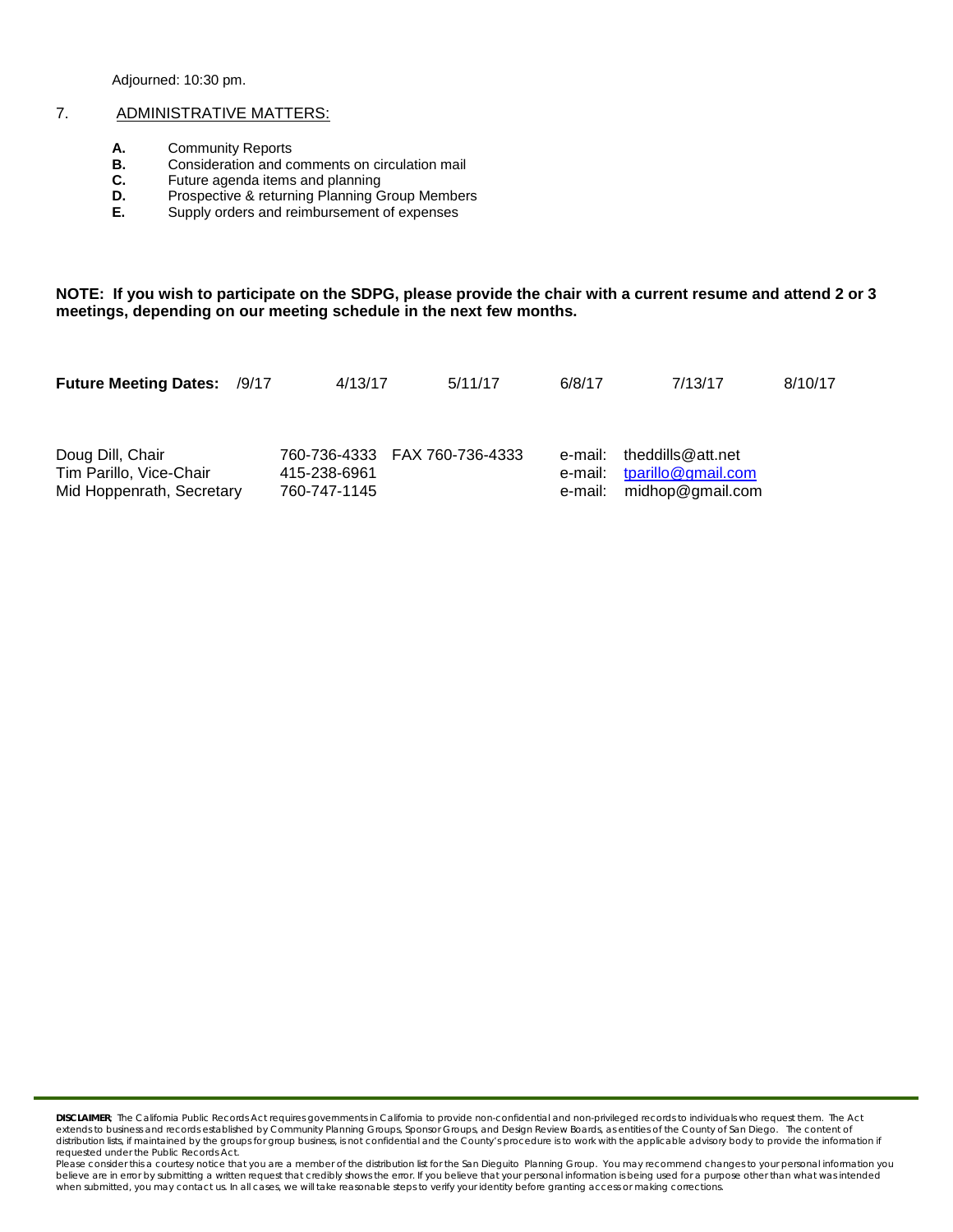Adjourned: 10:30 pm.

7. ADMINISTRATIVE MATTERS:

- **A.** Community Reports
- **B.** Consideration and comments on circulation mail
- **C.** Future agenda items and planning
- **D.** Prospective & returning Planning Group Members
- **E.** Supply orders and reimbursement of expenses

**NOTE: If you wish to participate on the SDPG, please provide the chair with a current resume and attend 2 or 3 meetings, depending on our meeting schedule in the next few months.**

| | | | | | |
|---|---|---|---|---|---|
| **Future Meeting Dates:** /9/17 | 4/13/17 | 5/11/17 | 6/8/17 | 7/13/17 | 8/10/17 |

| | | | |
|---|---|---|---|
| Doug Dill, Chair | 760-736-4333 | FAX 760-736-4333 | e-mail: theddills@att.net |
| Tim Parillo, Vice-Chair | 415-238-6961 | | e-mail: tparillo@gmail.com |
| Mid Hoppenrath, Secretary | 760-747-1145 | | e-mail: midhop@gmail.com |

**DISCLAIMER**; The California Public Records Act requires governments in California to provide non-confidential and non-privileged records to individuals who request them. The Act extends to business and records established by Community Planning Groups, Sponsor Groups, and Design Review Boards, as entities of the County of San Diego. The content of distribution lists, if maintained by the groups for group business, is not confidential and the County's procedure is to work with the applicable advisory body to provide the information if requested under the Public Records Act.

Please consider this a courtesy notice that you are a member of the distribution list for the San Dieguito Planning Group. You may recommend changes to your personal information you believe are in error by submitting a written request that credibly shows the error. If you believe that your personal information is being used for a purpose other than what was intended when submitted, you may contact us. In all cases, we will take reasonable steps to verify your identity before granting access or making corrections.